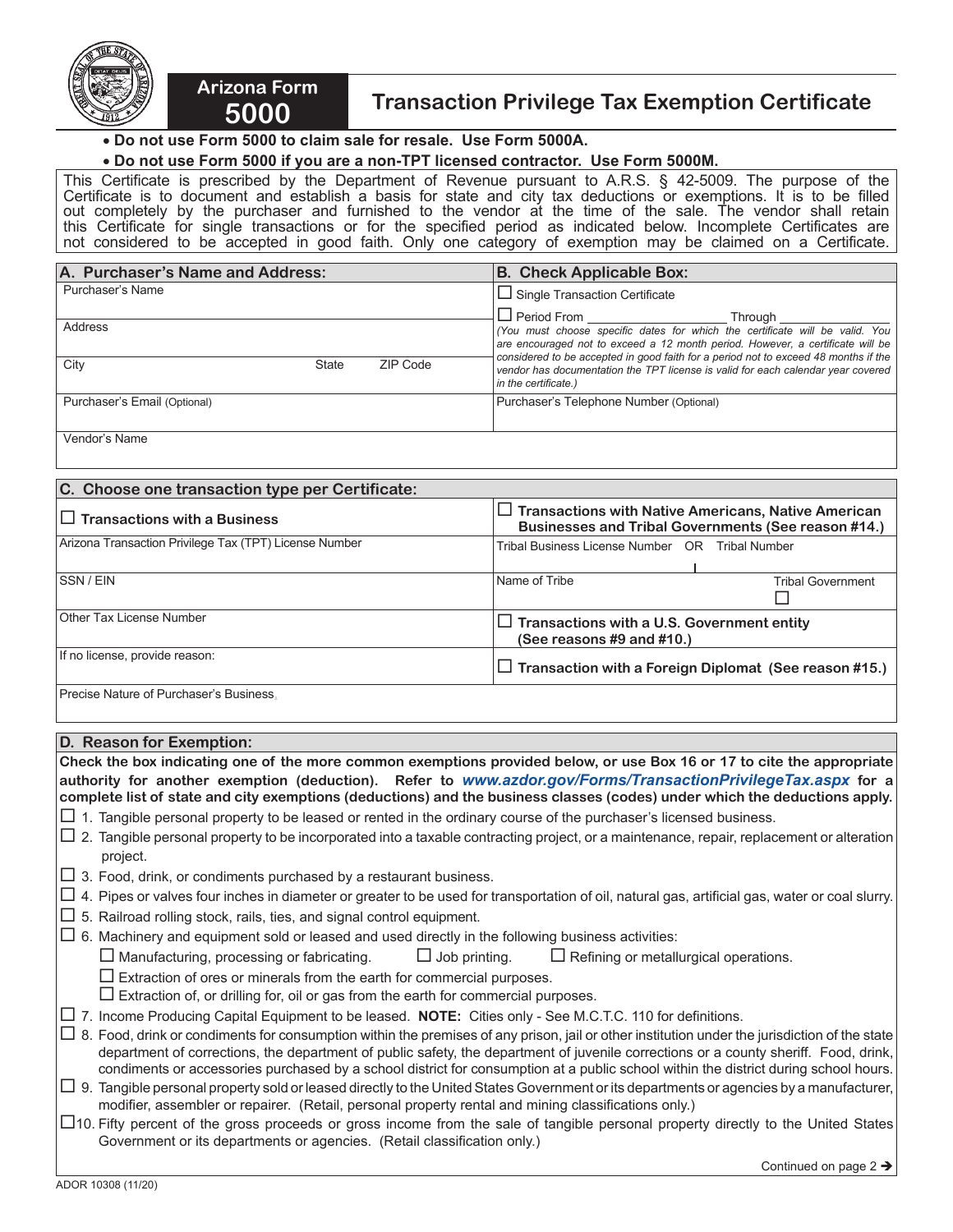# Arizona Form 5000

## Transaction Privilege Tax Exemption Certificate

- **Do not use Form 5000 to claim sale for resale. Use Form 5000A.**
- **Do not use Form 5000 if you are a non-TPT licensed contractor. Use Form 5000M.**

This Certificate is prescribed by the Department of Revenue pursuant to A.R.S. § 42-5009. The purpose of the Certificate is to document and establish a basis for state and city tax deductions or exemptions. It is to be filled out completely by the purchaser and furnished to the vendor at the time of the sale. The vendor shall retain this Certificate for single transactions or for the specified period as indicated below. Incomplete Certificates are not considered to be accepted in good faith. Only one category of exemption may be claimed on a Certificate.

| **A. Purchaser's Name and Address:** | **B. Check Applicable Box:** |
|---|---|
| Purchaser's Name | ☐ Single Transaction Certificate |
| Address | ☐ Period From ______________ Through ______________ *(You must choose specific dates for which the certificate will be valid. You are encouraged not to exceed a 12 month period. However, a certificate will be considered to be accepted in good faith for a period not to exceed 48 months if the vendor has documentation the TPT license is valid for each calendar year covered in the certificate.)* |
| City &emsp; State &emsp; ZIP Code | |
| Purchaser's Email (Optional) | Purchaser's Telephone Number (Optional) |
| Vendor's Name | |

| **C. Choose one transaction type per Certificate:** | |
|---|---|
| ☐ **Transactions with a Business** | ☐ **Transactions with Native Americans, Native American Businesses and Tribal Governments (See reason #14.)** |
| Arizona Transaction Privilege Tax (TPT) License Number | Tribal Business License Number OR Tribal Number |
| SSN / EIN | Name of Tribe &emsp; Tribal Government ☐ |
| Other Tax License Number | ☐ **Transactions with a U.S. Government entity (See reasons #9 and #10.)** |
| If no license, provide reason: | ☐ **Transaction with a Foreign Diplomat (See reason #15.)** |
| Precise Nature of Purchaser's Business | |

### D. Reason for Exemption:

**Check the box indicating one of the more common exemptions provided below, or use Box 16 or 17 to cite the appropriate authority for another exemption (deduction). Refer to *www.azdor.gov/Forms/TransactionPrivilegeTax.aspx* for a complete list of state and city exemptions (deductions) and the business classes (codes) under which the deductions apply.**

☐ 1. Tangible personal property to be leased or rented in the ordinary course of the purchaser's licensed business.

☐ 2. Tangible personal property to be incorporated into a taxable contracting project, or a maintenance, repair, replacement or alteration project.

☐ 3. Food, drink, or condiments purchased by a restaurant business.

☐ 4. Pipes or valves four inches in diameter or greater to be used for transportation of oil, natural gas, artificial gas, water or coal slurry.

☐ 5. Railroad rolling stock, rails, ties, and signal control equipment.

☐ 6. Machinery and equipment sold or leased and used directly in the following business activities:

- ☐ Manufacturing, processing or fabricating. ☐ Job printing. ☐ Refining or metallurgical operations.
- ☐ Extraction of ores or minerals from the earth for commercial purposes.
- ☐ Extraction of, or drilling for, oil or gas from the earth for commercial purposes.

☐ 7. Income Producing Capital Equipment to be leased. **NOTE:** Cities only - See M.C.T.C. 110 for definitions.

☐ 8. Food, drink or condiments for consumption within the premises of any prison, jail or other institution under the jurisdiction of the state department of corrections, the department of public safety, the department of juvenile corrections or a county sheriff. Food, drink, condiments or accessories purchased by a school district for consumption at a public school within the district during school hours.

☐ 9. Tangible personal property sold or leased directly to the United States Government or its departments or agencies by a manufacturer, modifier, assembler or repairer. (Retail, personal property rental and mining classifications only.)

☐ 10. Fifty percent of the gross proceeds or gross income from the sale of tangible personal property directly to the United States Government or its departments or agencies. (Retail classification only.)

Continued on page 2 ➔

ADOR 10308 (11/20)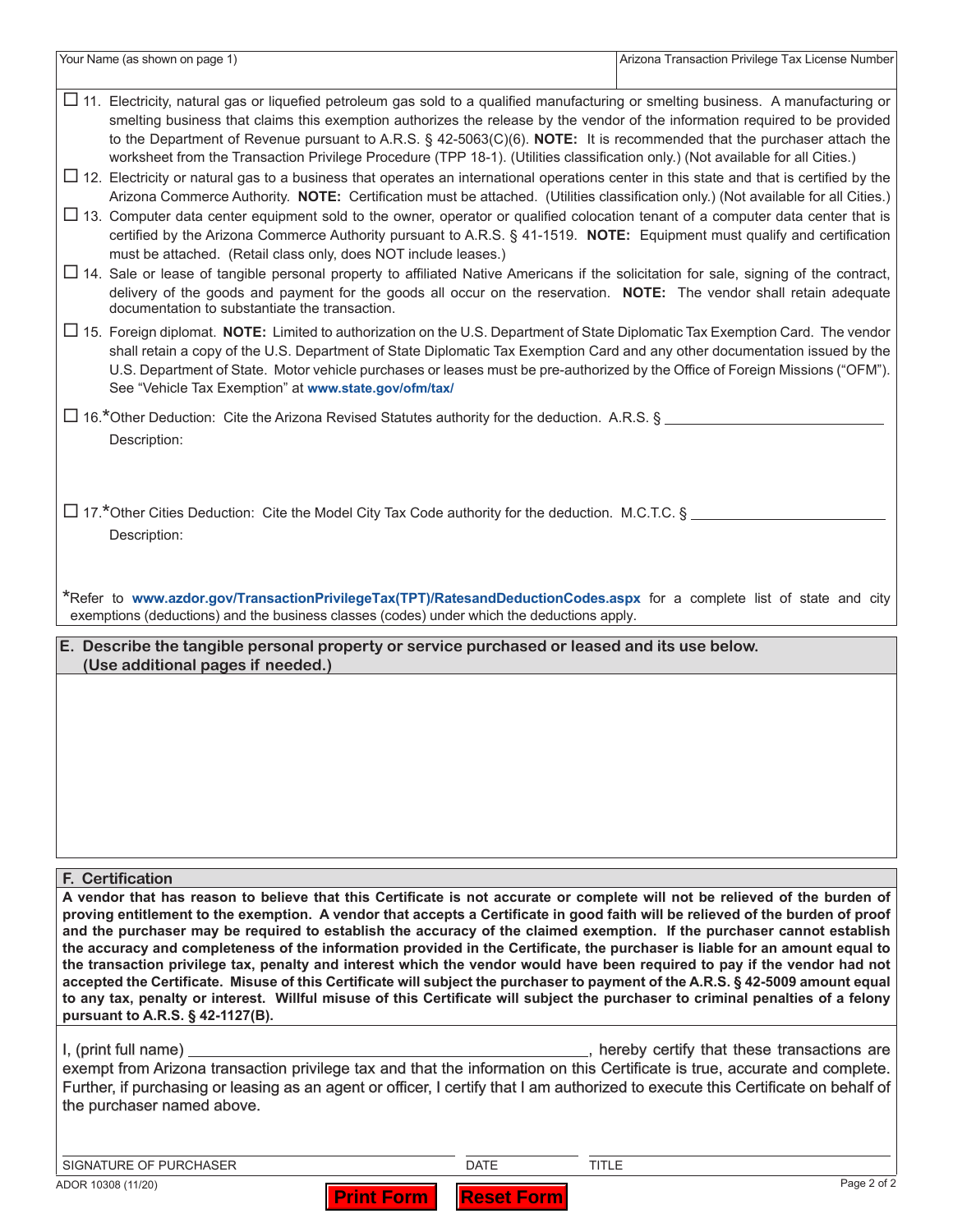| Your Name (as shown on page 1) | Arizona Transaction Privilege Tax License Number |
| --- | --- |
| | |

☐ 11. Electricity, natural gas or liquefied petroleum gas sold to a qualified manufacturing or smelting business. A manufacturing or smelting business that claims this exemption authorizes the release by the vendor of the information required to be provided to the Department of Revenue pursuant to A.R.S. § 42-5063(C)(6). **NOTE:** It is recommended that the purchaser attach the worksheet from the Transaction Privilege Procedure (TPP 18-1). (Utilities classification only.) (Not available for all Cities.)

☐ 12. Electricity or natural gas to a business that operates an international operations center in this state and that is certified by the Arizona Commerce Authority. **NOTE:** Certification must be attached. (Utilities classification only.) (Not available for all Cities.)

☐ 13. Computer data center equipment sold to the owner, operator or qualified colocation tenant of a computer data center that is certified by the Arizona Commerce Authority pursuant to A.R.S. § 41-1519. **NOTE:** Equipment must qualify and certification must be attached. (Retail class only, does NOT include leases.)

☐ 14. Sale or lease of tangible personal property to affiliated Native Americans if the solicitation for sale, signing of the contract, delivery of the goods and payment for the goods all occur on the reservation. **NOTE:** The vendor shall retain adequate documentation to substantiate the transaction.

☐ 15. Foreign diplomat. **NOTE:** Limited to authorization on the U.S. Department of State Diplomatic Tax Exemption Card. The vendor shall retain a copy of the U.S. Department of State Diplomatic Tax Exemption Card and any other documentation issued by the U.S. Department of State. Motor vehicle purchases or leases must be pre-authorized by the Office of Foreign Missions ("OFM"). See "Vehicle Tax Exemption" at **www.state.gov/ofm/tax/**

☐ 16.*Other Deduction: Cite the Arizona Revised Statutes authority for the deduction. A.R.S. § ______________________

Description:

☐ 17.*Other Cities Deduction: Cite the Model City Tax Code authority for the deduction. M.C.T.C. § ______________________

Description:

*Refer to **www.azdor.gov/TransactionPrivilegeTax(TPT)/RatesandDeductionCodes.aspx** for a complete list of state and city exemptions (deductions) and the business classes (codes) under which the deductions apply.

## E. Describe the tangible personal property or service purchased or leased and its use below. (Use additional pages if needed.)

## F. Certification

**A vendor that has reason to believe that this Certificate is not accurate or complete will not be relieved of the burden of proving entitlement to the exemption. A vendor that accepts a Certificate in good faith will be relieved of the burden of proof and the purchaser may be required to establish the accuracy of the claimed exemption. If the purchaser cannot establish the accuracy and completeness of the information provided in the Certificate, the purchaser is liable for an amount equal to the transaction privilege tax, penalty and interest which the vendor would have been required to pay if the vendor had not accepted the Certificate. Misuse of this Certificate will subject the purchaser to payment of the A.R.S. § 42-5009 amount equal to any tax, penalty or interest. Willful misuse of this Certificate will subject the purchaser to criminal penalties of a felony pursuant to A.R.S. § 42-1127(B).**

I, (print full name) ______________________________, hereby certify that these transactions are exempt from Arizona transaction privilege tax and that the information on this Certificate is true, accurate and complete. Further, if purchasing or leasing as an agent or officer, I certify that I am authorized to execute this Certificate on behalf of the purchaser named above.

| SIGNATURE OF PURCHASER | DATE | TITLE |
| --- | --- | --- |
| | | |

ADOR 10308 (11/20)

Print Form | Reset Form